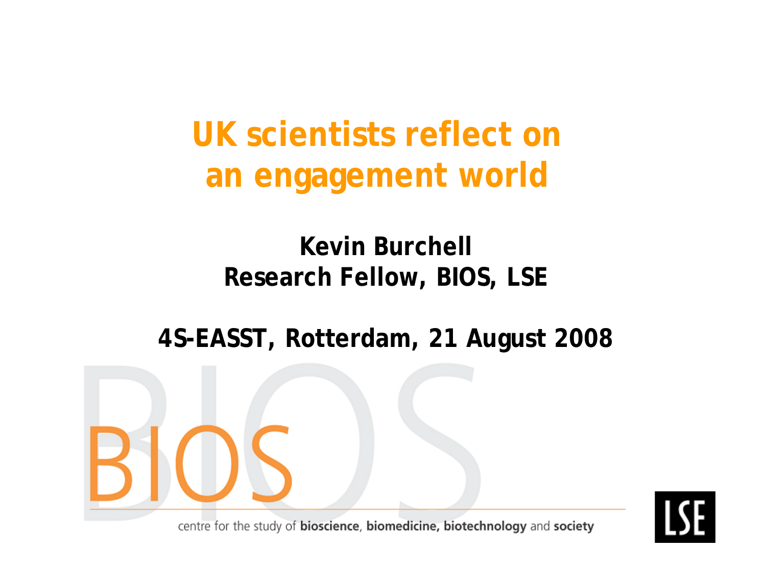# UK scientists reflect on an engagement world

**Kevin Burchell**
**Research Fellow, BIOS, LSE**

**4S-EASST, Rotterdam, 21 August 2008**

BIOS

centre for the study of **bioscience**, **biomedicine, biotechnology** and **society**

LSE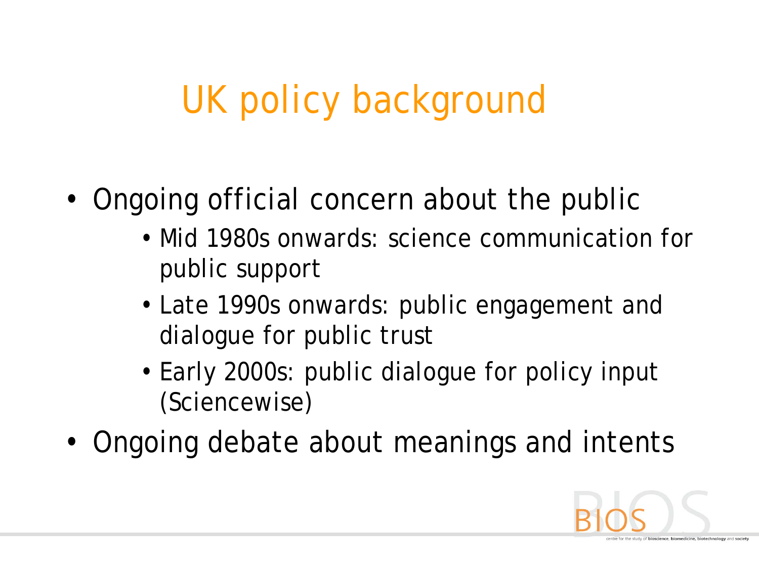# UK policy background

- Ongoing official concern about the public
  - Mid 1980s onwards: science communication for public support
  - Late 1990s onwards: public engagement and dialogue for public trust
  - Early 2000s: public dialogue for policy input (Sciencewise)
- Ongoing debate about meanings and intents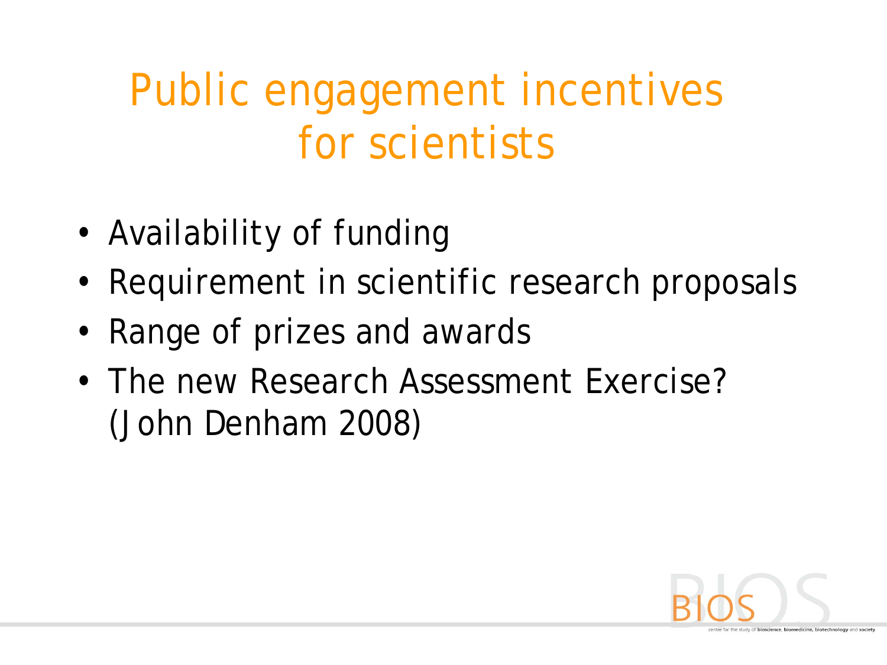# Public engagement incentives for scientists

- Availability of funding
- Requirement in scientific research proposals
- Range of prizes and awards
- The new Research Assessment Exercise? (John Denham 2008)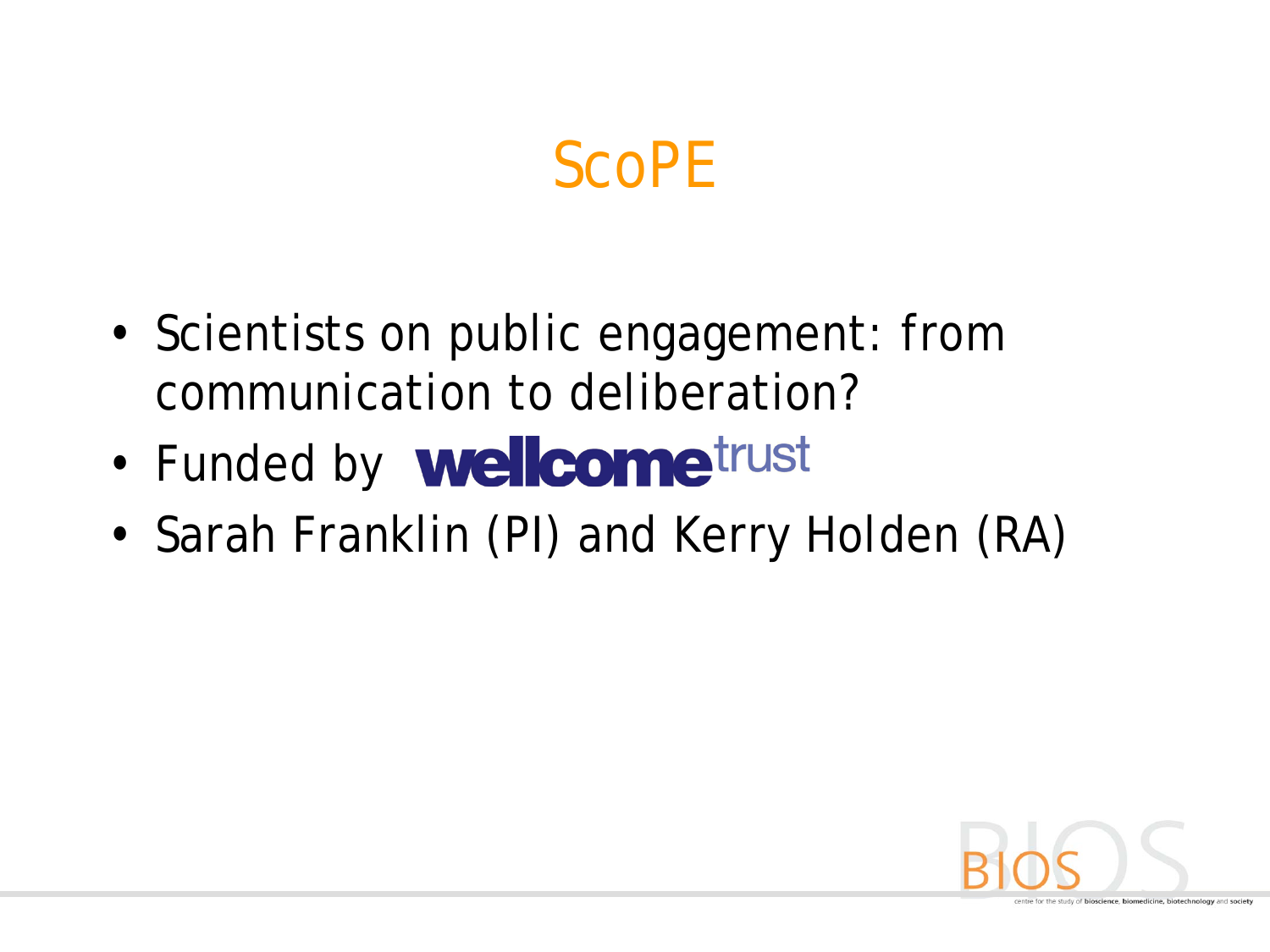# ScoPE

- Scientists on public engagement: from communication to deliberation?
- Funded by wellcome trust
- Sarah Franklin (PI) and Kerry Holden (RA)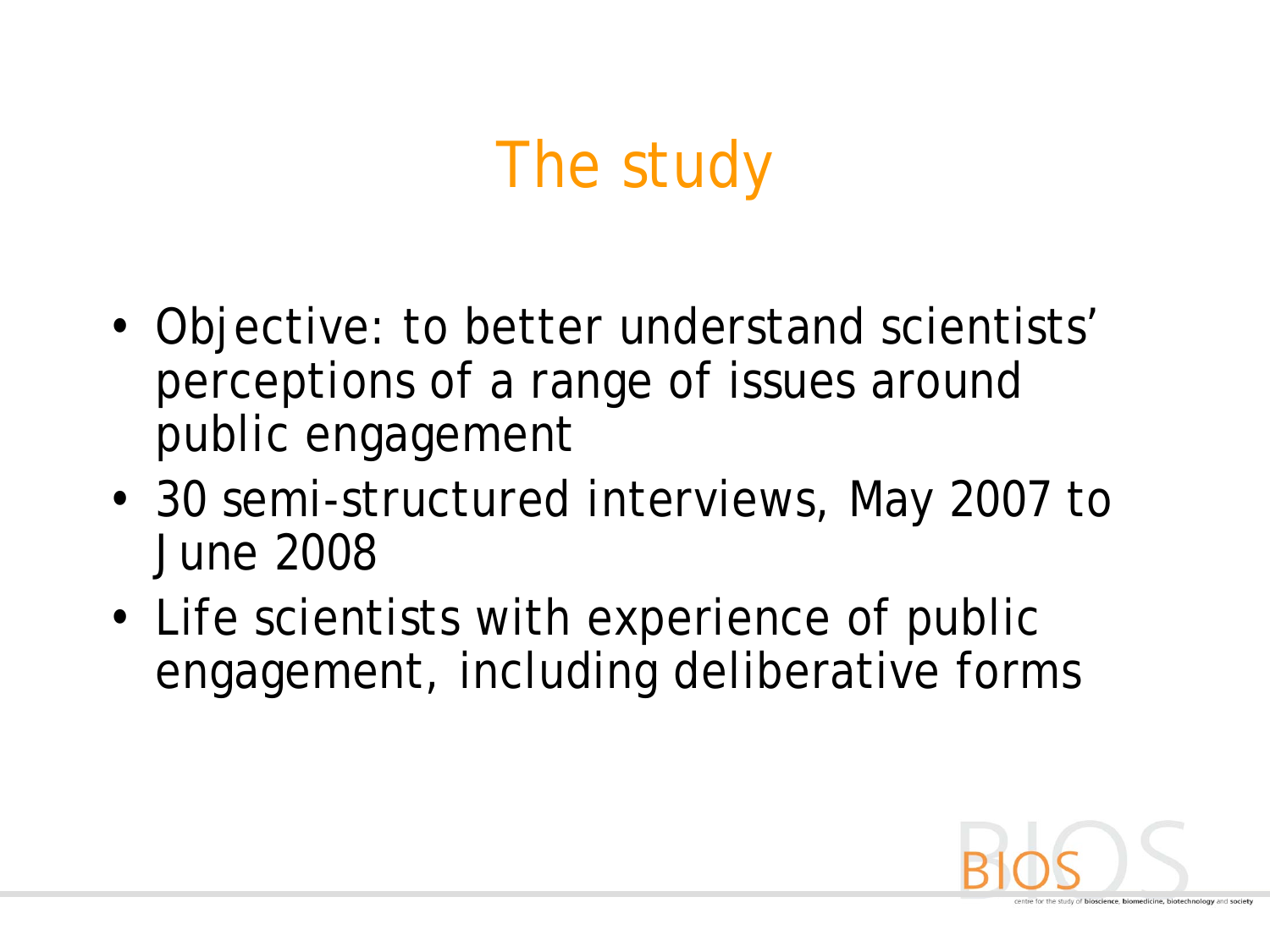# The study

- Objective: to better understand scientists' perceptions of a range of issues around public engagement
- 30 semi-structured interviews, May 2007 to June 2008
- Life scientists with experience of public engagement, including deliberative forms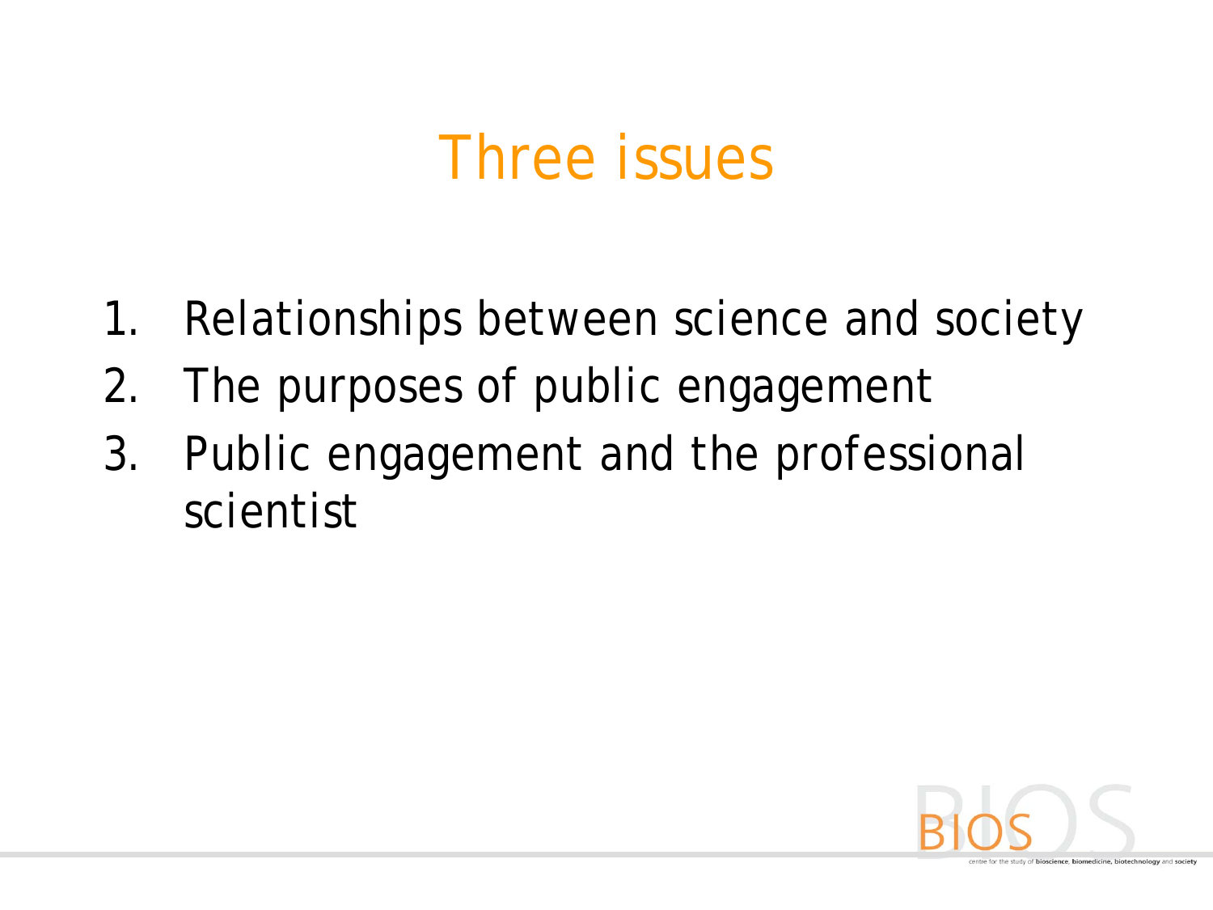# Three issues

1. Relationships between science and society
2. The purposes of public engagement
3. Public engagement and the professional scientist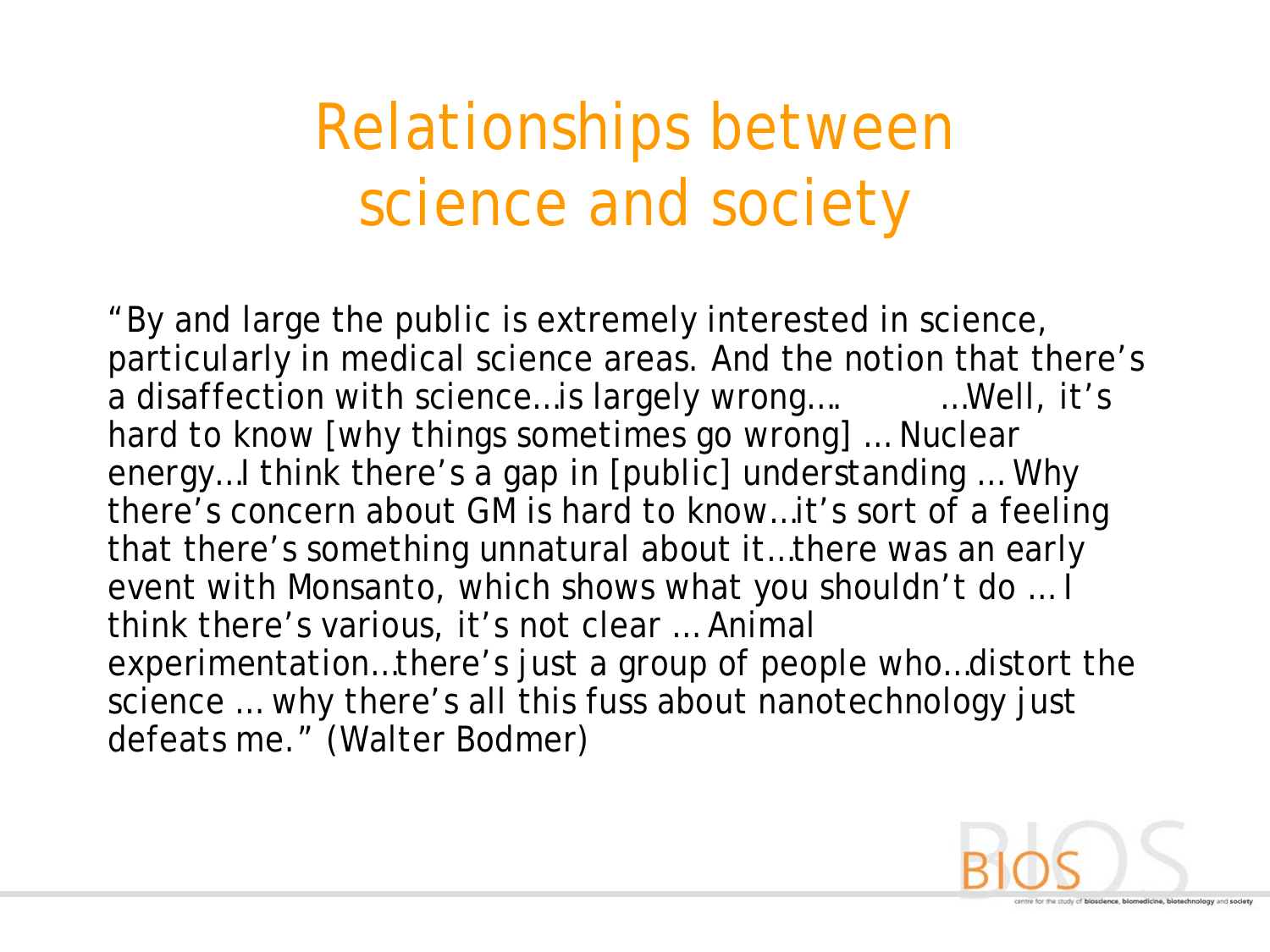# Relationships between science and society

"By and large the public is extremely interested in science, particularly in medical science areas. And the notion that there's a disaffection with science…is largely wrong…. …Well, it's hard to know [why things sometimes go wrong] … Nuclear energy…I think there's a gap in [public] understanding … Why there's concern about GM is hard to know…it's sort of a feeling that there's something unnatural about it…there was an early event with Monsanto, which shows what you shouldn't do … I think there's various, it's not clear … Animal experimentation…there's just a group of people who…distort the science … why there's all this fuss about nanotechnology just defeats me." (Walter Bodmer)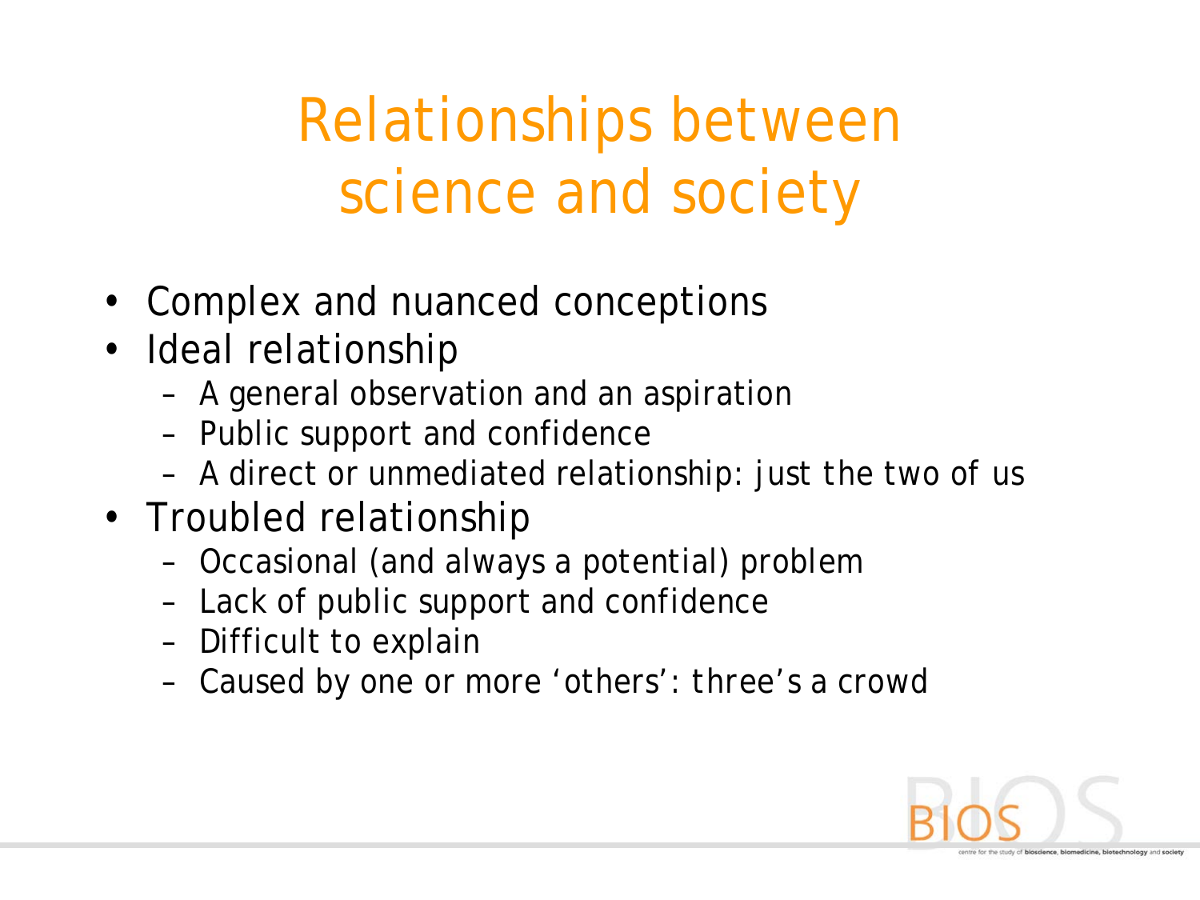# Relationships between science and society

- Complex and nuanced conceptions
- Ideal relationship
  - A general observation and an aspiration
  - Public support and confidence
  - A direct or unmediated relationship: *just the two of us*
- Troubled relationship
  - Occasional (and always a potential) problem
  - Lack of public support and confidence
  - Difficult to explain
  - Caused by one or more 'others': *three's a crowd*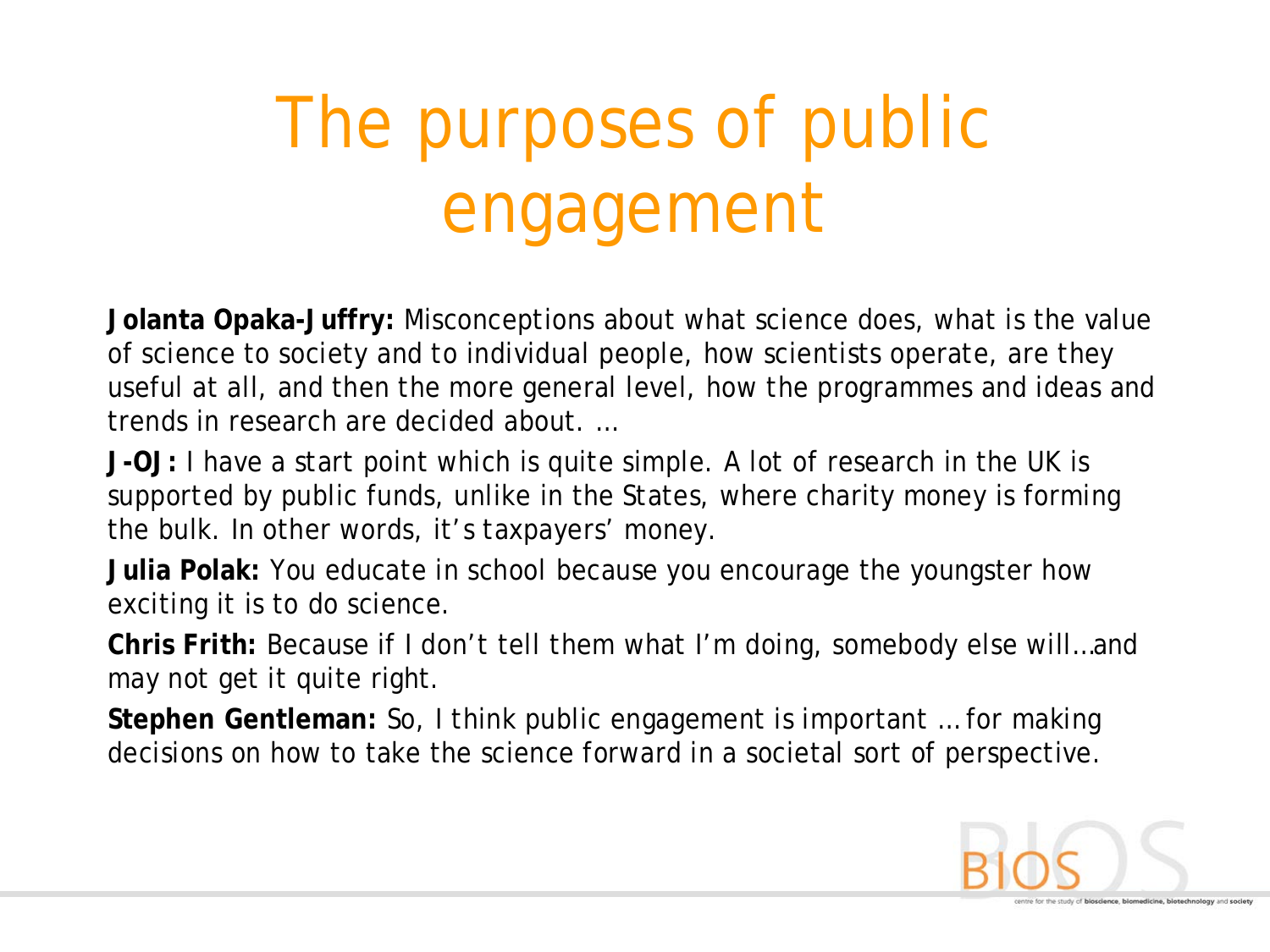# The purposes of public engagement

**Jolanta Opaka-Juffry:** Misconceptions about what science does, what is the value of science to society and to individual people, how scientists operate, are they useful at all, and then the more general level, how the programmes and ideas and trends in research are decided about. …

**J-OJ:** I have a start point which is quite simple. A lot of research in the UK is supported by public funds, unlike in the States, where charity money is forming the bulk. In other words, it's taxpayers' money.

**Julia Polak:** You educate in school because you encourage the youngster how exciting it is to do science.

**Chris Frith:** Because if I don't tell them what I'm doing, somebody else will…and may not get it quite right.

**Stephen Gentleman:** So, I think public engagement is important … for making decisions on how to take the science forward in a societal sort of perspective.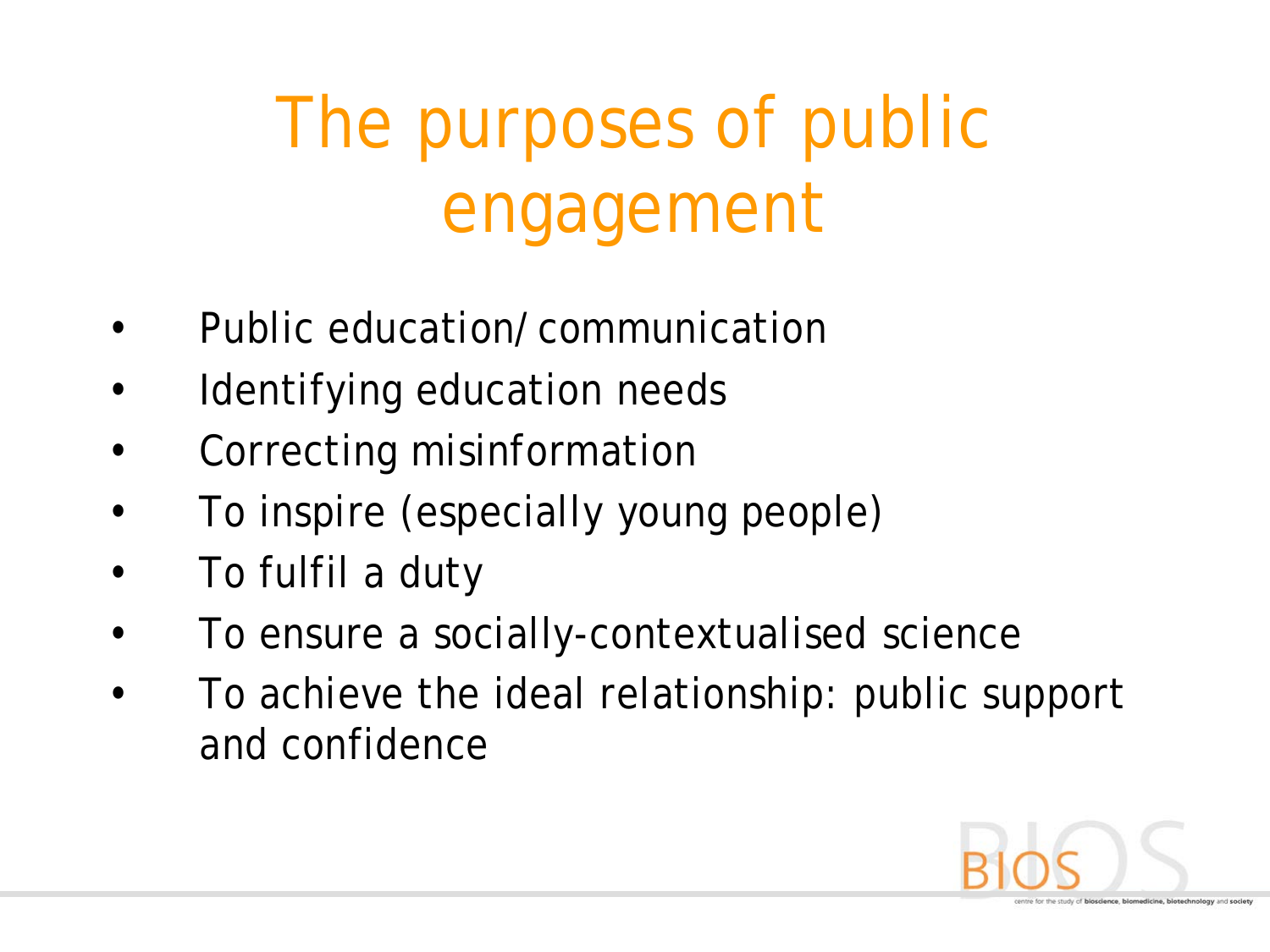# The purposes of public engagement

- Public education/ communication
- Identifying education needs
- Correcting misinformation
- To inspire (especially young people)
- To fulfil a duty
- To ensure a socially-contextualised science
- To achieve the ideal relationship: public support and confidence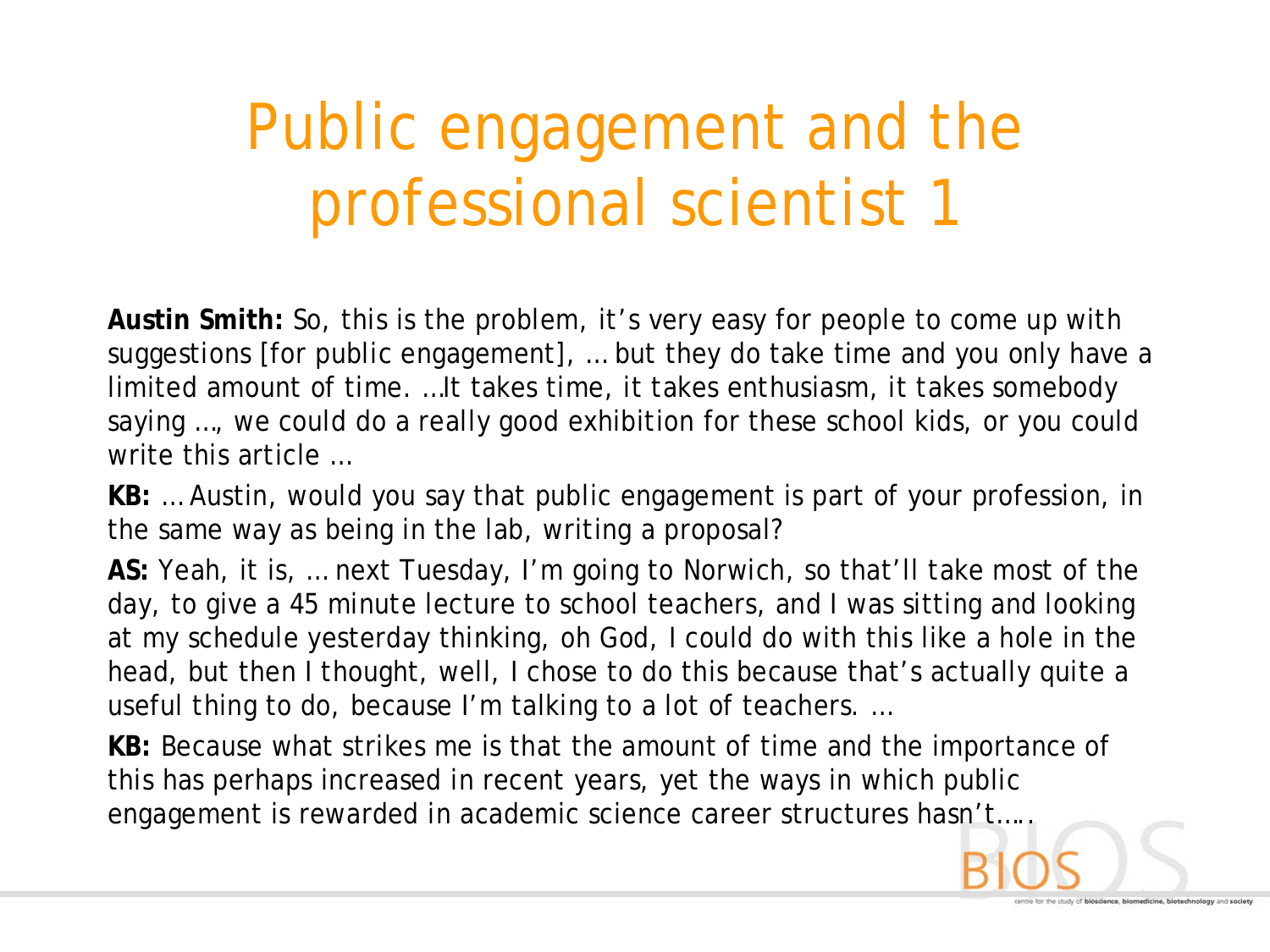# Public engagement and the professional scientist 1

**Austin Smith:** So, this is the problem, it's very easy for people to come up with suggestions [for public engagement], … but they do take time and you only have a limited amount of time. …It takes time, it takes enthusiasm, it takes somebody saying …, we could do a really good exhibition for these school kids, or you could write this article …

**KB:** … Austin, would you say that public engagement is part of your profession, in the same way as being in the lab, writing a proposal?

**AS:** Yeah, it is, … next Tuesday, I'm going to Norwich, so that'll take most of the day, to give a 45 minute lecture to school teachers, and I was sitting and looking at my schedule yesterday thinking, oh God, I could do with this like a hole in the head, but then I thought, well, I chose to do this because that's actually quite a useful thing to do, because I'm talking to a lot of teachers. …

**KB:** Because what strikes me is that the amount of time and the importance of this has perhaps increased in recent years, yet the ways in which public engagement is rewarded in academic science career structures hasn't…..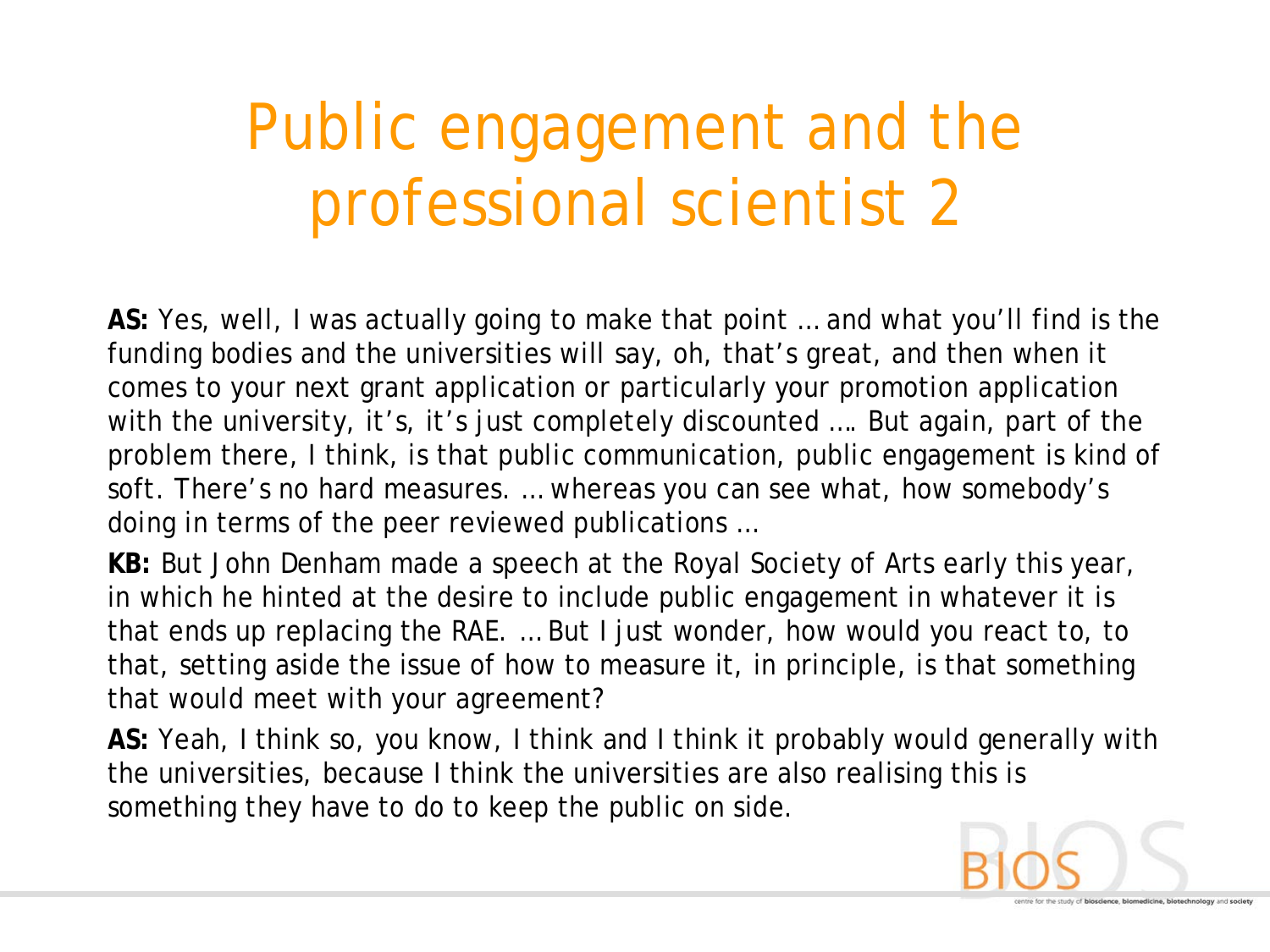# Public engagement and the professional scientist 2

**AS:** Yes, well, I was actually going to make that point … and what you'll find is the funding bodies and the universities will say, oh, that's great, and then when it comes to your next grant application or particularly your promotion application with the university, it's, it's just completely discounted …. But again, part of the problem there, I think, is that public communication, public engagement is kind of soft. There's no hard measures. … whereas you can see what, how somebody's doing in terms of the peer reviewed publications …

**KB:** But John Denham made a speech at the Royal Society of Arts early this year, in which he hinted at the desire to include public engagement in whatever it is that ends up replacing the RAE. … But I just wonder, how would you react to, to that, setting aside the issue of how to measure it, in principle, is that something that would meet with your agreement?

**AS:** Yeah, I think so, you know, I think and I think it probably would generally with the universities, because I think the universities are also realising this is something they have to do to keep the public on side.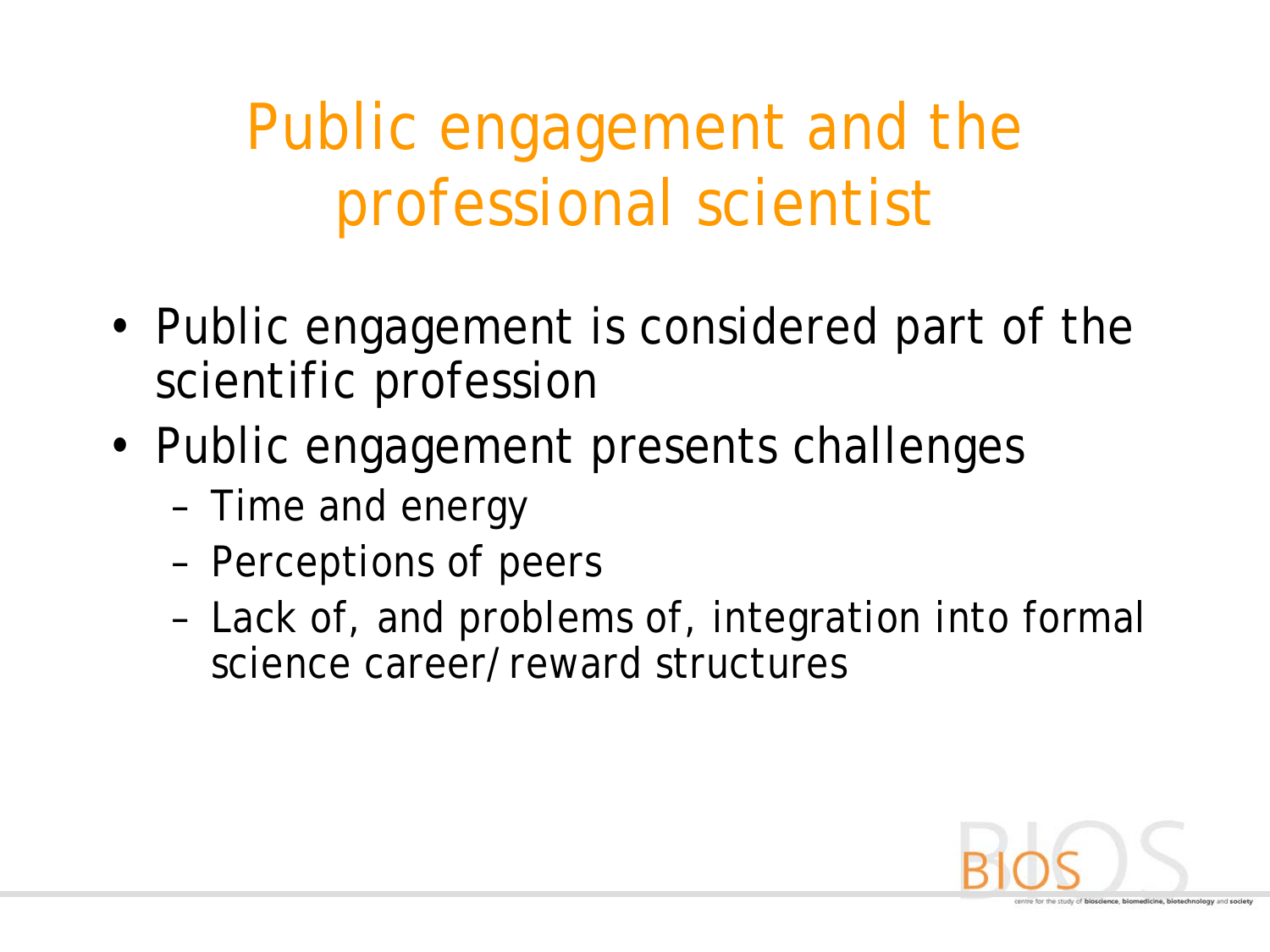# Public engagement and the professional scientist

- Public engagement is considered part of the scientific profession
- Public engagement presents challenges
  - Time and energy
  - Perceptions of peers
  - Lack of, and problems of, integration into formal science career/reward structures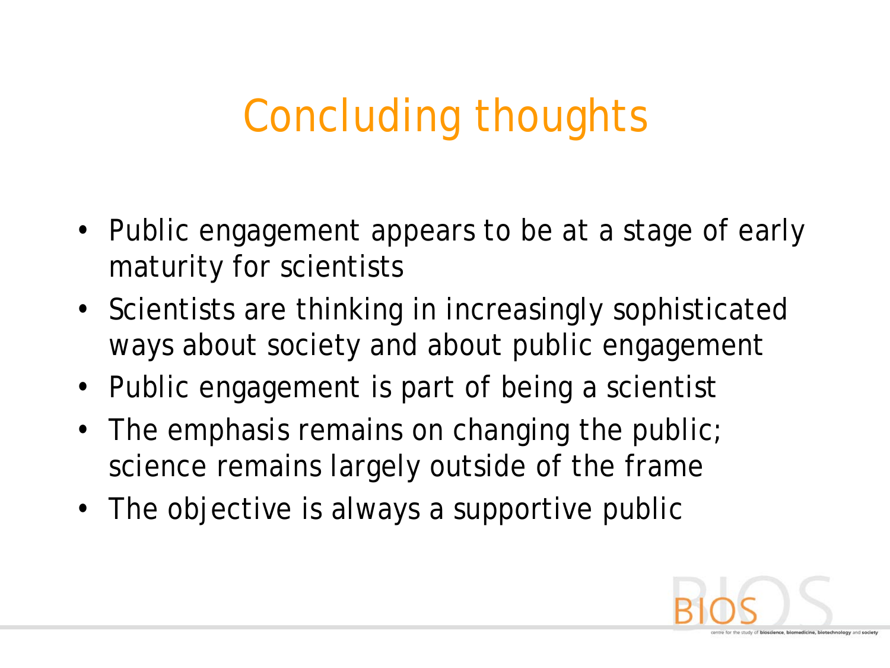# Concluding thoughts

- Public engagement appears to be at a stage of early maturity for scientists
- Scientists are thinking in increasingly sophisticated ways about society and about public engagement
- Public engagement is part of being a scientist
- The emphasis remains on changing the public; science remains largely outside of the frame
- The objective is always a supportive public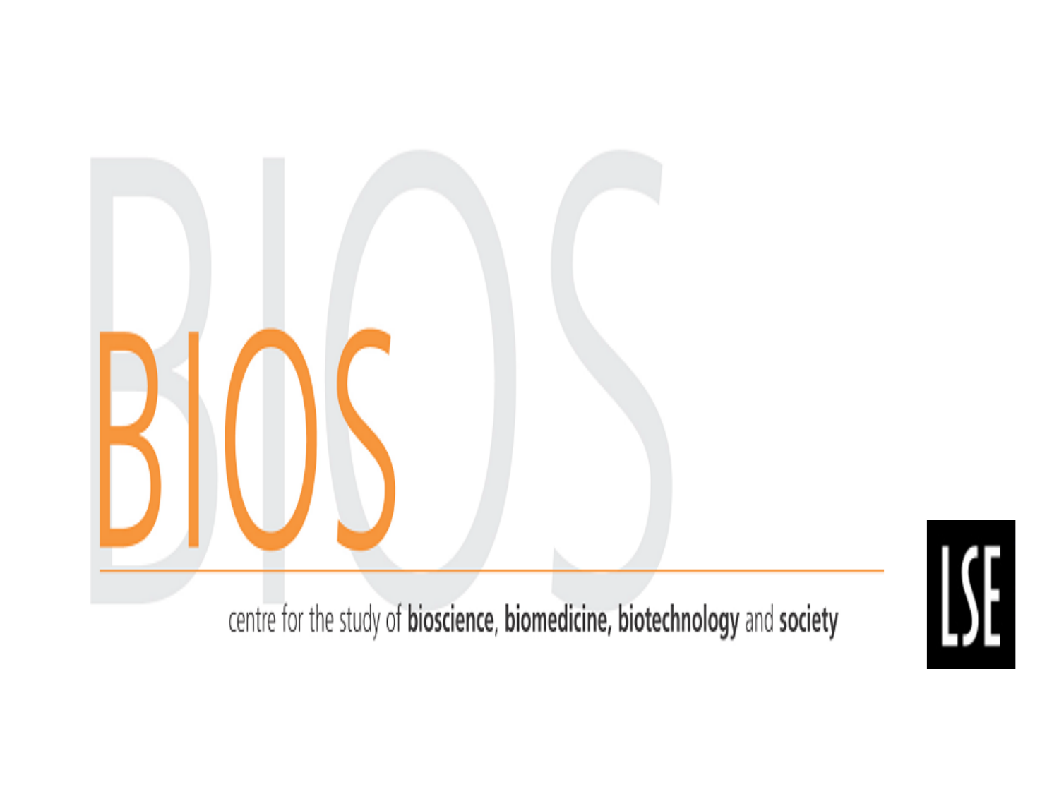# BIOS

centre for the study of **bioscience**, **biomedicine**, **biotechnology** and **society**

LSE